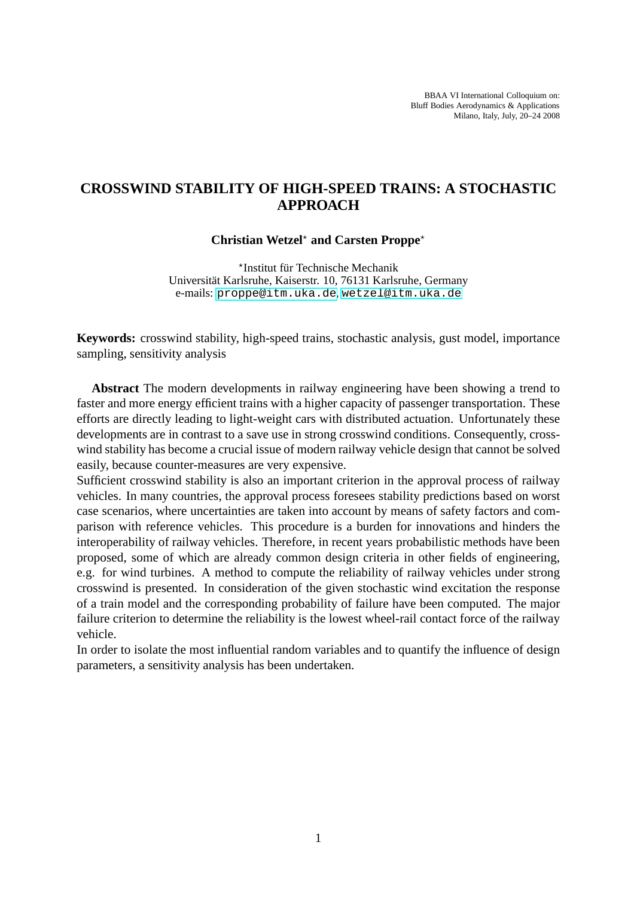BBAA VI International Colloquium on:
Bluff Bodies Aerodynamics & Applications
Milano, Italy, July, 20–24 2008

# CROSSWIND STABILITY OF HIGH-SPEED TRAINS: A STOCHASTIC APPROACH

**Christian Wetzel*[⋆]* and Carsten Proppe*[⋆]***

[⋆]Institut für Technische Mechanik
Universität Karlsruhe, Kaiserstr. 10, 76131 Karlsruhe, Germany
e-mails: proppe@itm.uka.de, wetzel@itm.uka.de

**Keywords:** crosswind stability, high-speed trains, stochastic analysis, gust model, importance sampling, sensitivity analysis

**Abstract** The modern developments in railway engineering have been showing a trend to faster and more energy efficient trains with a higher capacity of passenger transportation. These efforts are directly leading to light-weight cars with distributed actuation. Unfortunately these developments are in contrast to a save use in strong crosswind conditions. Consequently, crosswind stability has become a crucial issue of modern railway vehicle design that cannot be solved easily, because counter-measures are very expensive.
Sufficient crosswind stability is also an important criterion in the approval process of railway vehicles. In many countries, the approval process foresees stability predictions based on worst case scenarios, where uncertainties are taken into account by means of safety factors and comparison with reference vehicles. This procedure is a burden for innovations and hinders the interoperability of railway vehicles. Therefore, in recent years probabilistic methods have been proposed, some of which are already common design criteria in other fields of engineering, e.g. for wind turbines. A method to compute the reliability of railway vehicles under strong crosswind is presented. In consideration of the given stochastic wind excitation the response of a train model and the corresponding probability of failure have been computed. The major failure criterion to determine the reliability is the lowest wheel-rail contact force of the railway vehicle.
In order to isolate the most influential random variables and to quantify the influence of design parameters, a sensitivity analysis has been undertaken.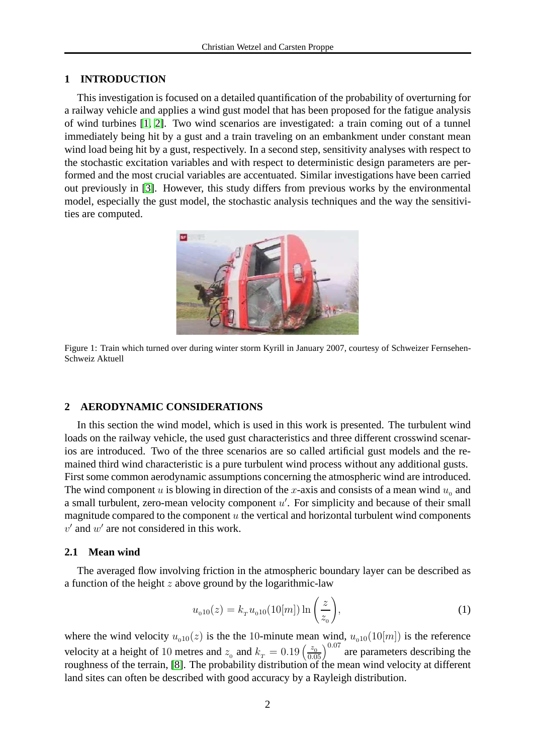## 1 INTRODUCTION

This investigation is focused on a detailed quantification of the probability of overturning for a railway vehicle and applies a wind gust model that has been proposed for the fatigue analysis of wind turbines [1, 2]. Two wind scenarios are investigated: a train coming out of a tunnel immediately being hit by a gust and a train traveling on an embankment under constant mean wind load being hit by a gust, respectively. In a second step, sensitivity analyses with respect to the stochastic excitation variables and with respect to deterministic design parameters are performed and the most crucial variables are accentuated. Similar investigations have been carried out previously in [3]. However, this study differs from previous works by the environmental model, especially the gust model, the stochastic analysis techniques and the way the sensitivities are computed.

Figure 1: Train which turned over during winter storm Kyrill in January 2007, courtesy of Schweizer Fernsehen-Schweiz Aktuell

## 2 AERODYNAMIC CONSIDERATIONS

In this section the wind model, which is used in this work is presented. The turbulent wind loads on the railway vehicle, the used gust characteristics and three different crosswind scenarios are introduced. Two of the three scenarios are so called artificial gust models and the remained third wind characteristic is a pure turbulent wind process without any additional gusts. First some common aerodynamic assumptions concerning the atmospheric wind are introduced. The wind component $u$ is blowing in direction of the $x$-axis and consists of a mean wind $u_0$ and a small turbulent, zero-mean velocity component $u'$. For simplicity and because of their small magnitude compared to the component $u$ the vertical and horizontal turbulent wind components $v'$ and $w'$ are not considered in this work.

### 2.1 Mean wind

The averaged flow involving friction in the atmospheric boundary layer can be described as a function of the height $z$ above ground by the logarithmic-law

$$u_{010}(z) = k_T u_{010}(10[m]) \ln\left(\frac{z}{z_0}\right), \tag{1}$$

where the wind velocity $u_{010}(z)$ is the the 10-minute mean wind, $u_{010}(10[m])$ is the reference velocity at a height of 10 metres and $z_0$ and $k_T = 0.19\left(\frac{z_0}{0.05}\right)^{0.07}$ are parameters describing the roughness of the terrain, [8]. The probability distribution of the mean wind velocity at different land sites can often be described with good accuracy by a Rayleigh distribution.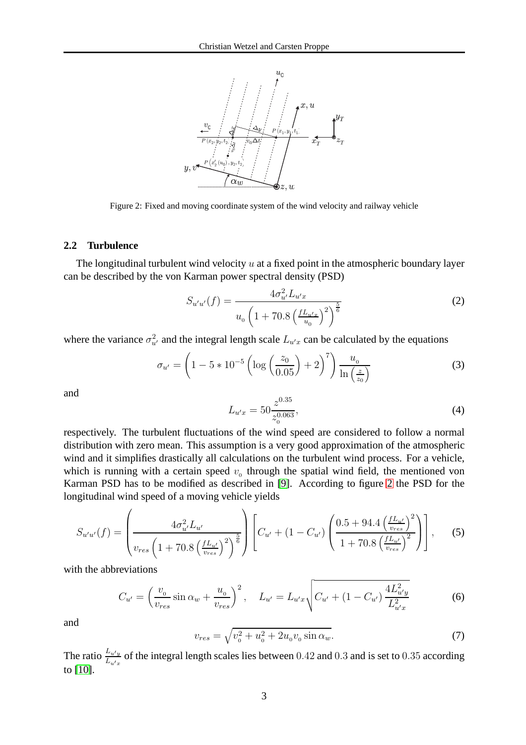Figure 2: Fixed and moving coordinate system of the wind velocity and railway vehicle

### 2.2 Turbulence

The longitudinal turbulent wind velocity $u$ at a fixed point in the atmospheric boundary layer can be described by the von Karman power spectral density (PSD)

$$S_{u'u'}(f) = \frac{4\sigma_{u'}^2 L_{u'x}}{u_0 \left(1 + 70.8 \left(\frac{f L_{u'x}}{u_0}\right)^2\right)^{\frac{5}{6}}} \tag{2}$$

where the variance $\sigma_{u'}^2$ and the integral length scale $L_{u'x}$ can be calculated by the equations

$$\sigma_{u'} = \left(1 - 5 * 10^{-5}\left(\log\left(\frac{z_0}{0.05}\right) + 2\right)^7\right) \frac{u_0}{\ln\left(\frac{z}{z_0}\right)} \tag{3}$$

and

$$L_{u'x} = 50 \frac{z^{0.35}}{z_0^{0.063}}, \tag{4}$$

respectively. The turbulent fluctuations of the wind speed are considered to follow a normal distribution with zero mean. This assumption is a very good approximation of the atmospheric wind and it simplifies drastically all calculations on the turbulent wind process. For a vehicle, which is running with a certain speed $v_0$ through the spatial wind field, the mentioned von Karman PSD has to be modified as described in [9]. According to figure 2 the PSD for the longitudinal wind speed of a moving vehicle yields

$$S_{u'u'}(f) = \left(\frac{4\sigma_{u'}^2 L_{u'}}{v_{res}\left(1 + 70.8\left(\frac{f L_{u'}}{v_{res}}\right)^2\right)^{\frac{5}{6}}}\right)\left[C_{u'} + (1 - C_{u'})\left(\frac{0.5 + 94.4\left(\frac{f L_{u'}}{v_{res}}\right)^2}{1 + 70.8\left(\frac{f L_{u'}}{v_{res}}\right)^2}\right)\right], \tag{5}$$

with the abbreviations

$$C_{u'} = \left(\frac{v_0}{v_{res}} \sin\alpha_w + \frac{u_0}{v_{res}}\right)^2, \quad L_{u'} = L_{u'x}\sqrt{C_{u'} + (1 - C_{u'})\frac{4L_{u'y}^2}{L_{u'x}^2}} \tag{6}$$

and

$$v_{res} = \sqrt{v_0^2 + u_0^2 + 2u_0 v_0 \sin\alpha_w}. \tag{7}$$

The ratio $\frac{L_{u'y}}{L_{u'x}}$ of the integral length scales lies between $0.42$ and $0.3$ and is set to $0.35$ according to [10].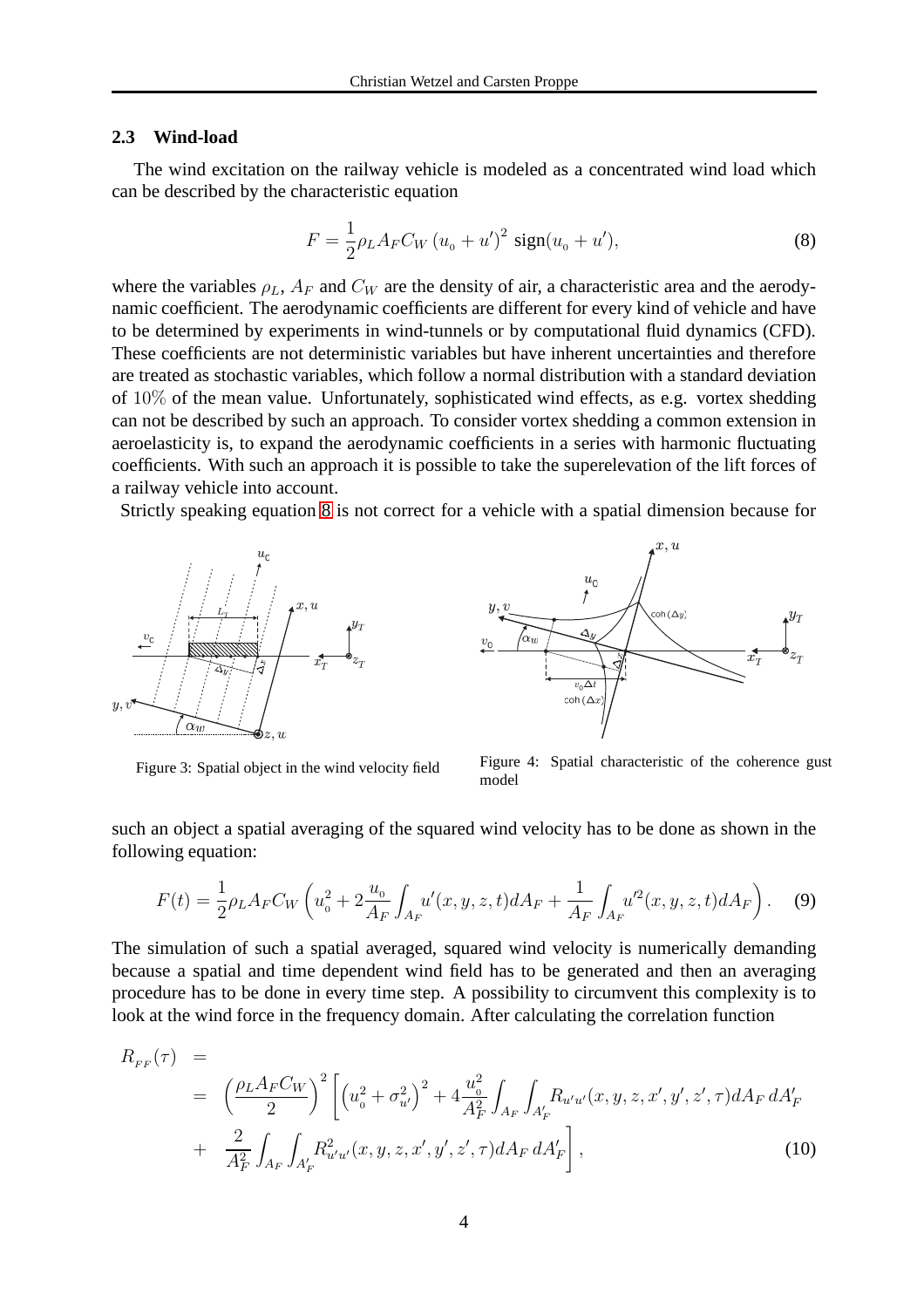### 2.3 Wind-load

The wind excitation on the railway vehicle is modeled as a concentrated wind load which can be described by the characteristic equation

$$F = \frac{1}{2}\rho_L A_F C_W \left(u_0 + u'\right)^2 \, \text{sign}(u_0 + u'), \tag{8}$$

where the variables $\rho_L$, $A_F$ and $C_W$ are the density of air, a characteristic area and the aerodynamic coefficient. The aerodynamic coefficients are different for every kind of vehicle and have to be determined by experiments in wind-tunnels or by computational fluid dynamics (CFD). These coefficients are not deterministic variables but have inherent uncertainties and therefore are treated as stochastic variables, which follow a normal distribution with a standard deviation of $10\%$ of the mean value. Unfortunately, sophisticated wind effects, as e.g. vortex shedding can not be described by such an approach. To consider vortex shedding a common extension in aeroelasticity is, to expand the aerodynamic coefficients in a series with harmonic fluctuating coefficients. With such an approach it is possible to take the superelevation of the lift forces of a railway vehicle into account.

Strictly speaking equation 8 is not correct for a vehicle with a spatial dimension because for

Figure 3: Spatial object in the wind velocity field

Figure 4: Spatial characteristic of the coherence gust model

such an object a spatial averaging of the squared wind velocity has to be done as shown in the following equation:

$$F(t) = \frac{1}{2}\rho_L A_F C_W \left( u_0^2 + 2\frac{u_0}{A_F}\int_{A_F} u'(x,y,z,t)dA_F + \frac{1}{A_F}\int_{A_F} u'^2(x,y,z,t)dA_F \right). \tag{9}$$

The simulation of such a spatial averaged, squared wind velocity is numerically demanding because a spatial and time dependent wind field has to be generated and then an averaging procedure has to be done in every time step. A possibility to circumvent this complexity is to look at the wind force in the frequency domain. After calculating the correlation function

$$\begin{aligned}
R_{FF}(\tau) &= \\
&= \left(\frac{\rho_L A_F C_W}{2}\right)^2 \left[ \left(u_0^2 + \sigma_{u'}^2\right)^2 + 4\frac{u_0^2}{A_F^2}\int_{A_F}\int_{A'_F} R_{u'u'}(x,y,z,x',y',z',\tau)dA_F\, dA'_F \right. \\
&+ \left. \frac{2}{A_F^2}\int_{A_F}\int_{A'_F} R_{u'u'}^2(x,y,z,x',y',z',\tau)dA_F\, dA'_F \right],
\end{aligned} \tag{10}$$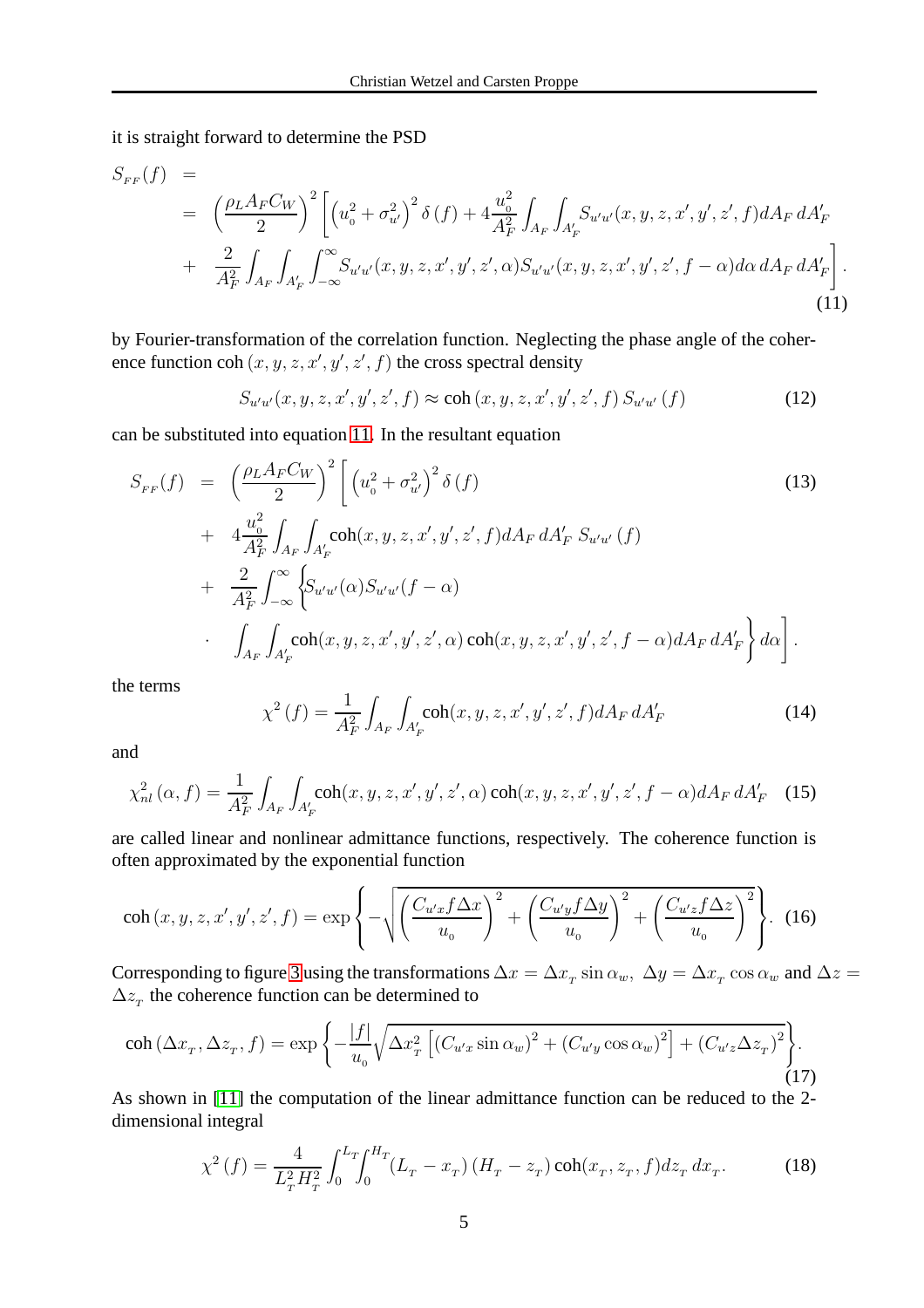it is straight forward to determine the PSD

$$
\begin{aligned}
S_{FF}(f) &= \\
&= \left(\frac{\rho_L A_F C_W}{2}\right)^2 \Bigg[\left(u_0^2+\sigma_{u'}^2\right)^2 \delta\left(f\right) + 4\frac{u_0^2}{A_F^2}\int_{A_F}\int_{A'_F} S_{u'u'}(x,y,z,x',y',z',f) dA_F\, dA'_F \\
&+ \frac{2}{A_F^2}\int_{A_F}\int_{A'_F}\int_{-\infty}^{\infty} S_{u'u'}(x,y,z,x',y',z',\alpha) S_{u'u'}(x,y,z,x',y',z',f-\alpha) d\alpha\, dA_F\, dA'_F\Bigg].
\end{aligned}
\tag{11}
$$

by Fourier-transformation of the correlation function. Neglecting the phase angle of the coherence function $\text{coh}\left(x,y,z,x',y',z',f\right)$ the cross spectral density

$$
S_{u'u'}(x,y,z,x',y',z',f) \approx \text{coh}\left(x,y,z,x',y',z',f\right) S_{u'u'}\left(f\right) \tag{12}
$$

can be substituted into equation 11. In the resultant equation

$$
\begin{aligned}
S_{FF}(f) &= \left(\frac{\rho_L A_F C_W}{2}\right)^2 \Bigg[\left(u_0^2+\sigma_{u'}^2\right)^2 \delta\left(f\right) \\
&+ 4\frac{u_0^2}{A_F^2}\int_{A_F}\int_{A'_F} \text{coh}(x,y,z,x',y',z',f) dA_F\, dA'_F\; S_{u'u'}\left(f\right) \\
&+ \frac{2}{A_F^2}\int_{-\infty}^{\infty}\Bigg\{ S_{u'u'}(\alpha) S_{u'u'}(f-\alpha) \\
&\cdot \int_{A_F}\int_{A'_F} \text{coh}(x,y,z,x',y',z',\alpha)\, \text{coh}(x,y,z,x',y',z',f-\alpha) dA_F\, dA'_F\Bigg\} d\alpha\Bigg].
\end{aligned}
\tag{13}
$$

the terms

$$
\chi^2\left(f\right) = \frac{1}{A_F^2}\int_{A_F}\int_{A'_F} \text{coh}(x,y,z,x',y',z',f) dA_F\, dA'_F \tag{14}
$$

and

$$
\chi_{nl}^2\left(\alpha,f\right) = \frac{1}{A_F^2}\int_{A_F}\int_{A'_F} \text{coh}(x,y,z,x',y',z',\alpha)\, \text{coh}(x,y,z,x',y',z',f-\alpha) dA_F\, dA'_F \tag{15}
$$

are called linear and nonlinear admittance functions, respectively. The coherence function is often approximated by the exponential function

$$
\text{coh}\left(x,y,z,x',y',z',f\right) = \exp\left\{-\sqrt{\left(\frac{C_{u'x} f \Delta x}{u_0}\right)^2 + \left(\frac{C_{u'y} f \Delta y}{u_0}\right)^2 + \left(\frac{C_{u'z} f \Delta z}{u_0}\right)^2}\right\}. \tag{16}
$$

Corresponding to figure 3 using the transformations $\Delta x = \Delta x_T \sin\alpha_w,\ \Delta y = \Delta x_T \cos\alpha_w$ and $\Delta z = \Delta z_T$ the coherence function can be determined to

$$
\text{coh}\left(\Delta x_T, \Delta z_T, f\right) = \exp\left\{-\frac{|f|}{u_0}\sqrt{\Delta x_T^2\left[\left(C_{u'x}\sin\alpha_w\right)^2 + \left(C_{u'y}\cos\alpha_w\right)^2\right] + \left(C_{u'z}\Delta z_T\right)^2}\right\}. \tag{17}
$$

As shown in [11] the computation of the linear admittance function can be reduced to the 2-dimensional integral

$$
\chi^2\left(f\right) = \frac{4}{L_T^2 H_T^2}\int_0^{L_T}\int_0^{H_T} \left(L_T - x_T\right)\left(H_T - z_T\right) \text{coh}(x_T, z_T, f) dz_T\, dx_T. \tag{18}
$$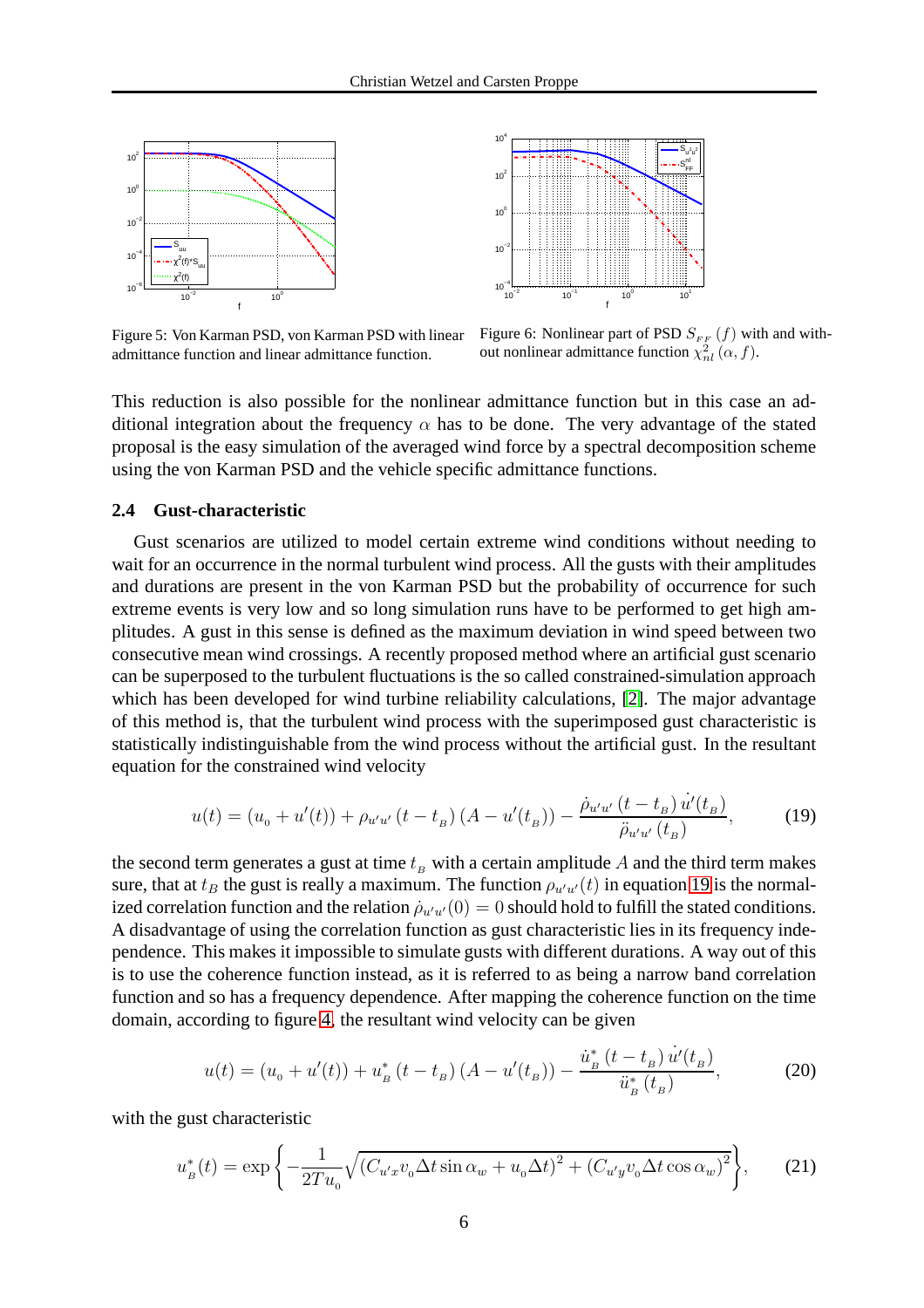Figure 5: Von Karman PSD, von Karman PSD with linear admittance function and linear admittance function.

Figure 6: Nonlinear part of PSD $S_{FF}(f)$ with and without nonlinear admittance function $\chi^2_{nl}(\alpha, f)$.

This reduction is also possible for the nonlinear admittance function but in this case an additional integration about the frequency $\alpha$ has to be done. The very advantage of the stated proposal is the easy simulation of the averaged wind force by a spectral decomposition scheme using the von Karman PSD and the vehicle specific admittance functions.

### 2.4 Gust-characteristic

Gust scenarios are utilized to model certain extreme wind conditions without needing to wait for an occurrence in the normal turbulent wind process. All the gusts with their amplitudes and durations are present in the von Karman PSD but the probability of occurrence for such extreme events is very low and so long simulation runs have to be performed to get high amplitudes. A gust in this sense is defined as the maximum deviation in wind speed between two consecutive mean wind crossings. A recently proposed method where an artificial gust scenario can be superposed to the turbulent fluctuations is the so called constrained-simulation approach which has been developed for wind turbine reliability calculations, [2]. The major advantage of this method is, that the turbulent wind process with the superimposed gust characteristic is statistically indistinguishable from the wind process without the artificial gust. In the resultant equation for the constrained wind velocity

$$u(t) = (u_0 + u'(t)) + \rho_{u'u'}(t - t_B)(A - u'(t_B)) - \frac{\dot{\rho}_{u'u'}(t - t_B)\,\dot{u}'(t_B)}{\ddot{\rho}_{u'u'}(t_B)}, \tag{19}$$

the second term generates a gust at time $t_B$ with a certain amplitude $A$ and the third term makes sure, that at $t_B$ the gust is really a maximum. The function $\rho_{u'u'}(t)$ in equation 19 is the normalized correlation function and the relation $\dot{\rho}_{u'u'}(0) = 0$ should hold to fulfill the stated conditions. A disadvantage of using the correlation function as gust characteristic lies in its frequency independence. This makes it impossible to simulate gusts with different durations. A way out of this is to use the coherence function instead, as it is referred to as being a narrow band correlation function and so has a frequency dependence. After mapping the coherence function on the time domain, according to figure 4, the resultant wind velocity can be given

$$u(t) = (u_0 + u'(t)) + u^*_B(t - t_B)(A - u'(t_B)) - \frac{\dot{u}^*_B(t - t_B)\,\dot{u}'(t_B)}{\ddot{u}^*_B(t_B)}, \tag{20}$$

with the gust characteristic

$$u^*_B(t) = \exp\left\{-\frac{1}{2Tu_0}\sqrt{(C_{u'x}v_0\Delta t\sin\alpha_w + u_0\Delta t)^2 + (C_{u'y}v_0\Delta t\cos\alpha_w)^2}\right\}, \tag{21}$$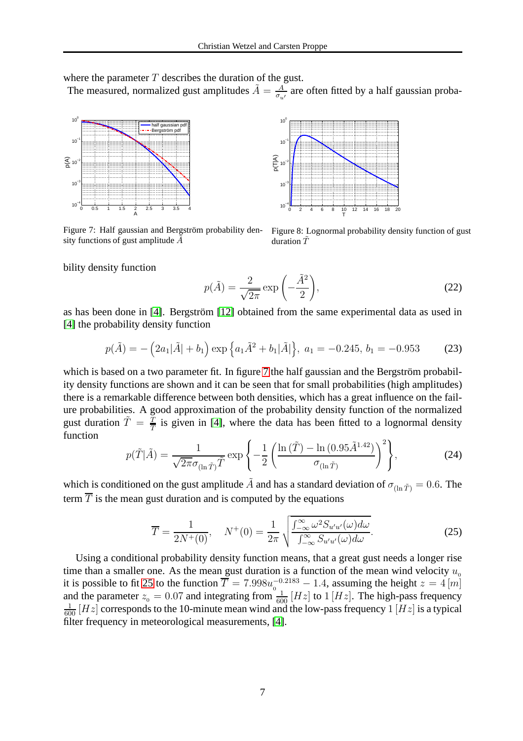where the parameter $T$ describes the duration of the gust.

The measured, normalized gust amplitudes $\tilde{A} = \frac{A}{\sigma_{u'}}$ are often fitted by a half gaussian probability density function

Figure 7: Half gaussian and Bergström probability density functions of gust amplitude $\tilde{A}$

Figure 8: Lognormal probability density function of gust duration $\tilde{T}$

$$p(\tilde{A}) = \frac{2}{\sqrt{2\pi}} \exp\left(-\frac{\tilde{A}^2}{2}\right), \tag{22}$$

as has been done in [4]. Bergström [12] obtained from the same experimental data as used in [4] the probability density function

$$p(\tilde{A}) = -\left(2a_1|\tilde{A}| + b_1\right) \exp\left\{a_1\tilde{A}^2 + b_1|\tilde{A}|\right\},\ a_1 = -0.245,\ b_1 = -0.953 \tag{23}$$

which is based on a two parameter fit. In figure 7 the half gaussian and the Bergström probability density functions are shown and it can be seen that for small probabilities (high amplitudes) there is a remarkable difference between both densities, which has a great influence on the failure probabilities. A good approximation of the probability density function of the normalized gust duration $\tilde{T} = \frac{T}{\overline{T}}$ is given in [4], where the data has been fitted to a lognormal density function

$$p(\tilde{T}|\tilde{A}) = \frac{1}{\sqrt{2\pi}\sigma_{(\ln\tilde{T})}\tilde{T}} \exp\left\{-\frac{1}{2}\left(\frac{\ln(\tilde{T}) - \ln(0.95\tilde{A}^{1.42})}{\sigma_{(\ln\tilde{T})}}\right)^2\right\}, \tag{24}$$

which is conditioned on the gust amplitude $\tilde{A}$ and has a standard deviation of $\sigma_{(\ln\tilde{T})} = 0.6$. The term $\overline{T}$ is the mean gust duration and is computed by the equations

$$\overline{T} = \frac{1}{2N^+(0)}, \quad N^+(0) = \frac{1}{2\pi}\sqrt{\frac{\int_{-\infty}^{\infty}\omega^2 S_{u'u'}(\omega)d\omega}{\int_{-\infty}^{\infty} S_{u'u'}(\omega)d\omega}}. \tag{25}$$

Using a conditional probability density function means, that a great gust needs a longer rise time than a smaller one. As the mean gust duration is a function of the mean wind velocity $u_0$ it is possible to fit 25 to the function $\overline{T} = 7.998u_0^{-0.2183} - 1.4$, assuming the height $z = 4\,[m]$ and the parameter $z_0 = 0.07$ and integrating from $\frac{1}{600}\,[Hz]$ to $1\,[Hz]$. The high-pass frequency $\frac{1}{600}\,[Hz]$ corresponds to the 10-minute mean wind and the low-pass frequency $1\,[Hz]$ is a typical filter frequency in meteorological measurements, [4].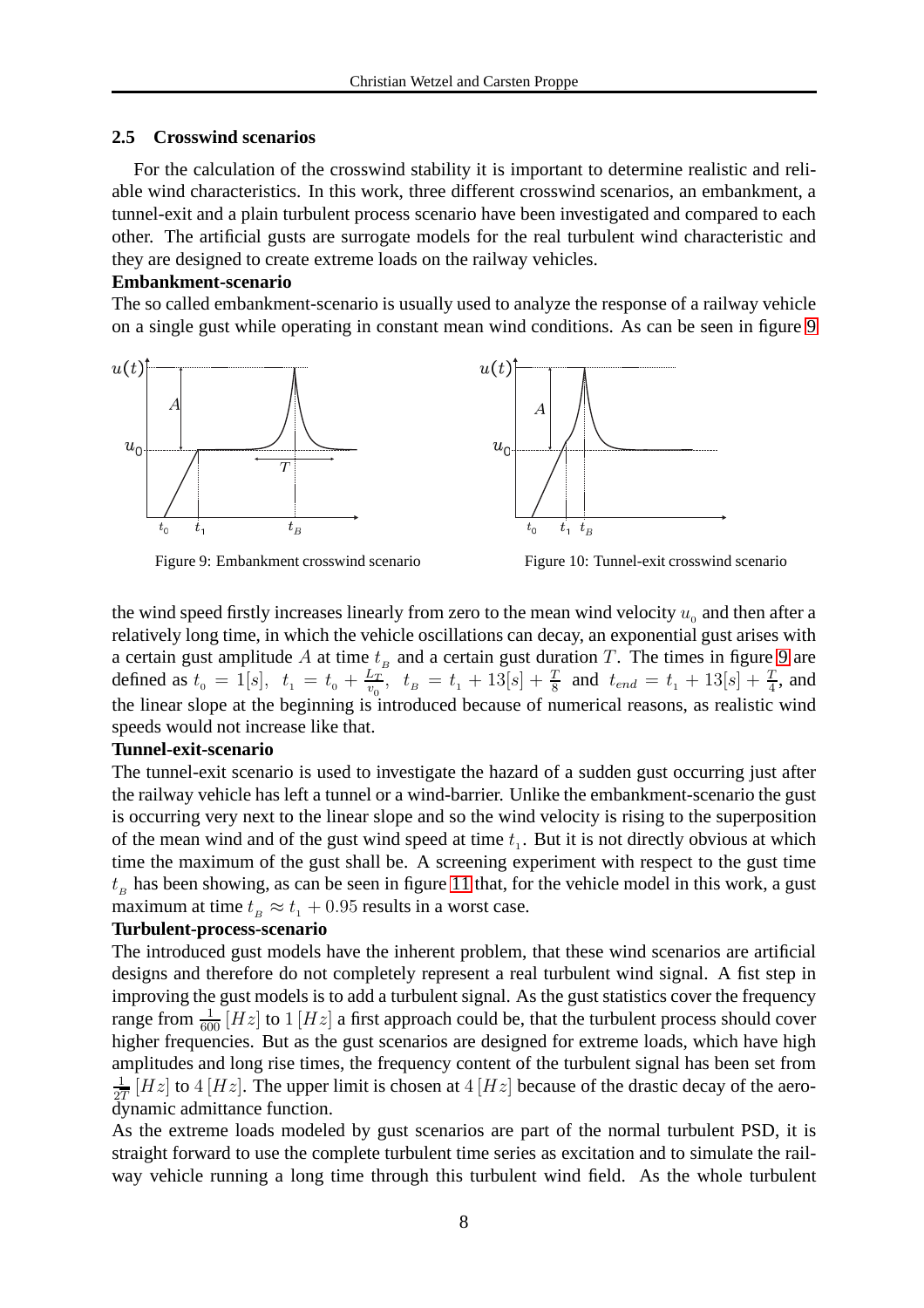### 2.5 Crosswind scenarios

For the calculation of the crosswind stability it is important to determine realistic and reliable wind characteristics. In this work, three different crosswind scenarios, an embankment, a tunnel-exit and a plain turbulent process scenario have been investigated and compared to each other. The artificial gusts are surrogate models for the real turbulent wind characteristic and they are designed to create extreme loads on the railway vehicles.

**Embankment-scenario**

The so called embankment-scenario is usually used to analyze the response of a railway vehicle on a single gust while operating in constant mean wind conditions. As can be seen in figure 9

Figure 9: Embankment crosswind scenario

Figure 10: Tunnel-exit crosswind scenario

the wind speed firstly increases linearly from zero to the mean wind velocity $u_0$ and then after a relatively long time, in which the vehicle oscillations can decay, an exponential gust arises with a certain gust amplitude $A$ at time $t_B$ and a certain gust duration $T$. The times in figure 9 are defined as $t_0 = 1[s]$, $t_1 = t_0 + \frac{L_T}{v_0}$, $t_B = t_1 + 13[s] + \frac{T}{8}$ and $t_{end} = t_1 + 13[s] + \frac{T}{4}$, and the linear slope at the beginning is introduced because of numerical reasons, as realistic wind speeds would not increase like that.

**Tunnel-exit-scenario**

The tunnel-exit scenario is used to investigate the hazard of a sudden gust occurring just after the railway vehicle has left a tunnel or a wind-barrier. Unlike the embankment-scenario the gust is occurring very next to the linear slope and so the wind velocity is rising to the superposition of the mean wind and of the gust wind speed at time $t_1$. But it is not directly obvious at which time the maximum of the gust shall be. A screening experiment with respect to the gust time $t_B$ has been showing, as can be seen in figure 11 that, for the vehicle model in this work, a gust maximum at time $t_B \approx t_1 + 0.95$ results in a worst case.

**Turbulent-process-scenario**

The introduced gust models have the inherent problem, that these wind scenarios are artificial designs and therefore do not completely represent a real turbulent wind signal. A fist step in improving the gust models is to add a turbulent signal. As the gust statistics cover the frequency range from $\frac{1}{600}\,[Hz]$ to $1\,[Hz]$ a first approach could be, that the turbulent process should cover higher frequencies. But as the gust scenarios are designed for extreme loads, which have high amplitudes and long rise times, the frequency content of the turbulent signal has been set from $\frac{1}{2T}\,[Hz]$ to $4\,[Hz]$. The upper limit is chosen at $4\,[Hz]$ because of the drastic decay of the aerodynamic admittance function.

As the extreme loads modeled by gust scenarios are part of the normal turbulent PSD, it is straight forward to use the complete turbulent time series as excitation and to simulate the railway vehicle running a long time through this turbulent wind field. As the whole turbulent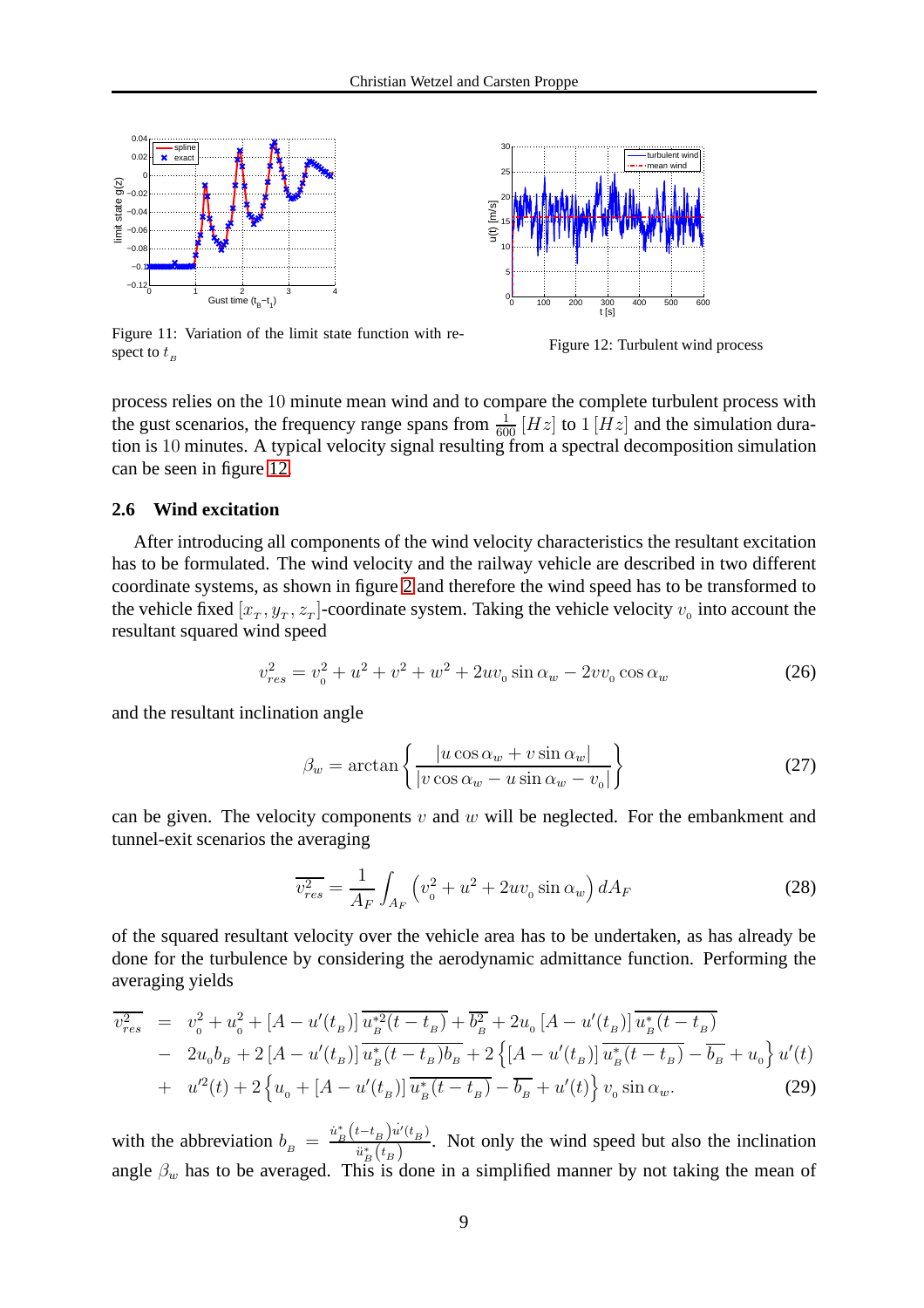Figure 11: Variation of the limit state function with respect to $t_B$

Figure 12: Turbulent wind process

process relies on the 10 minute mean wind and to compare the complete turbulent process with the gust scenarios, the frequency range spans from $\frac{1}{600}$ $[Hz]$ to 1 $[Hz]$ and the simulation duration is 10 minutes. A typical velocity signal resulting from a spectral decomposition simulation can be seen in figure 12.

## 2.6 Wind excitation

After introducing all components of the wind velocity characteristics the resultant excitation has to be formulated. The wind velocity and the railway vehicle are described in two different coordinate systems, as shown in figure 2 and therefore the wind speed has to be transformed to the vehicle fixed $[x_T, y_T, z_T]$-coordinate system. Taking the vehicle velocity $v_0$ into account the resultant squared wind speed

$$v_{res}^2 = v_0^2 + u^2 + v^2 + w^2 + 2uv_0 \sin\alpha_w - 2vv_0 \cos\alpha_w \tag{26}$$

and the resultant inclination angle

$$\beta_w = \arctan\left\{ \frac{|u\cos\alpha_w + v\sin\alpha_w|}{|v\cos\alpha_w - u\sin\alpha_w - v_0|} \right\} \tag{27}$$

can be given. The velocity components $v$ and $w$ will be neglected. For the embankment and tunnel-exit scenarios the averaging

$$\overline{v_{res}^2} = \frac{1}{A_F}\int_{A_F} \left(v_0^2 + u^2 + 2uv_0 \sin\alpha_w\right) dA_F \tag{28}$$

of the squared resultant velocity over the vehicle area has to be undertaken, as has already be done for the turbulence by considering the aerodynamic admittance function. Performing the averaging yields

$$\begin{aligned}
\overline{v_{res}^2} &= v_0^2 + u_0^2 + [A - u'(t_B)]\,\overline{u_B^{*2}(t-t_B)} + \overline{b_B^2} + 2u_0\,[A - u'(t_B)]\,\overline{u_B^*(t-t_B)} \\
&- 2u_0 b_B + 2\,[A - u'(t_B)]\,\overline{u_B^*(t-t_B) b_B} + 2\left\{[A - u'(t_B)]\,\overline{u_B^*(t-t_B)} - \overline{b_B} + u_0\right\} u'(t) \\
&+ u'^2(t) + 2\left\{u_0 + [A - u'(t_B)]\,\overline{u_B^*(t-t_B)} - \overline{b_B} + u'(t)\right\} v_0 \sin\alpha_w.
\end{aligned} \tag{29}$$

with the abbreviation $b_B = \frac{\dot{u}_B^*(t-t_B)\dot{u}'(t_B)}{\ddot{u}_B^*(t_B)}$. Not only the wind speed but also the inclination angle $\beta_w$ has to be averaged. This is done in a simplified manner by not taking the mean of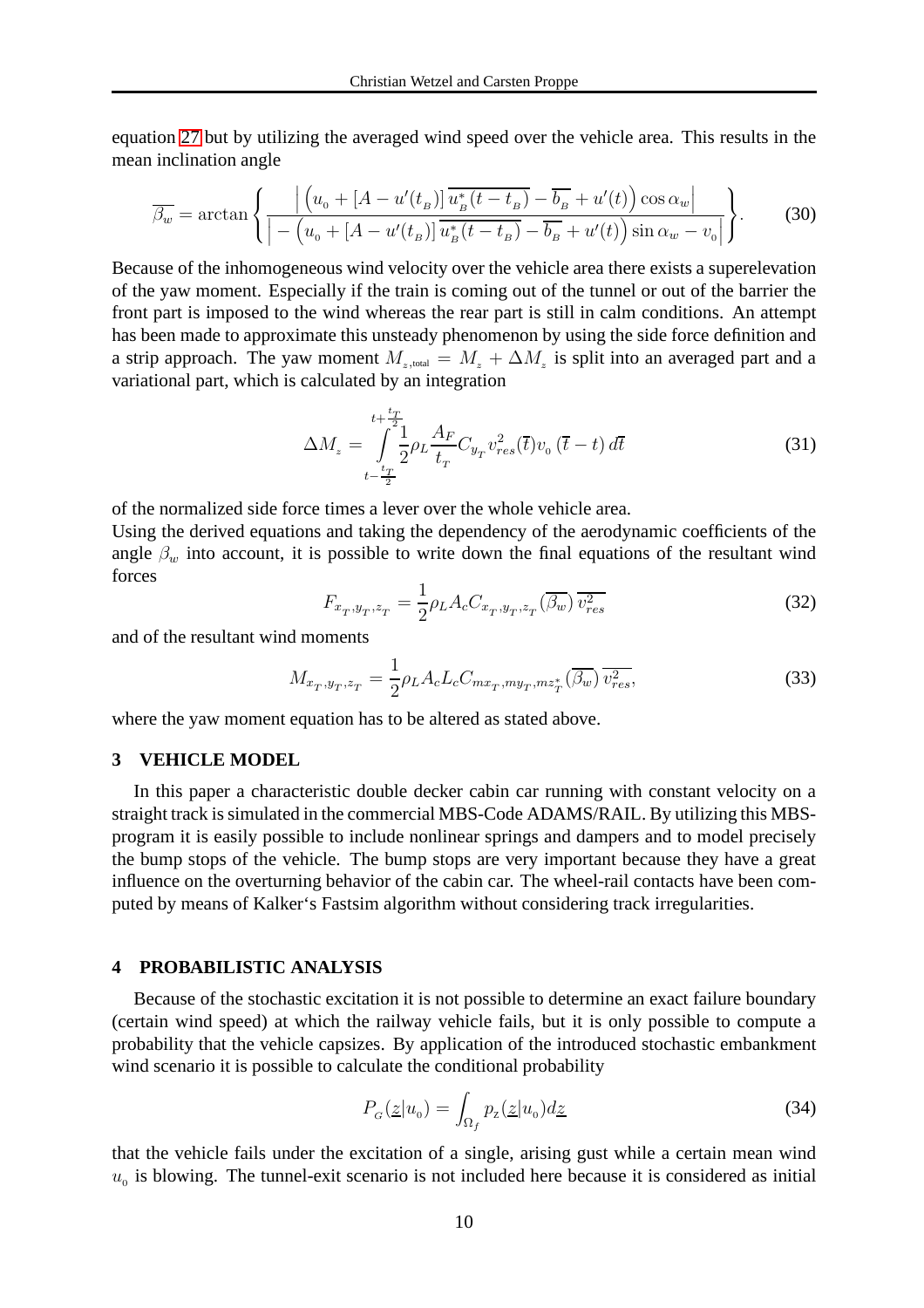equation 27 but by utilizing the averaged wind speed over the vehicle area. This results in the mean inclination angle

$$\overline{\beta_w} = \arctan\left\{ \frac{\left| \left(u_0 + [A - u'(t_B)]\, \overline{u^*_B(t - t_B)} - \overline{b_B} + u'(t)\right) \cos\alpha_w \right|}{\left| -\left(u_0 + [A - u'(t_B)]\, \overline{u^*_B(t - t_B)} - \overline{b_B} + u'(t)\right) \sin\alpha_w - v_0 \right|} \right\}. \tag{30}$$

Because of the inhomogeneous wind velocity over the vehicle area there exists a superelevation of the yaw moment. Especially if the train is coming out of the tunnel or out of the barrier the front part is imposed to the wind whereas the rear part is still in calm conditions. An attempt has been made to approximate this unsteady phenomenon by using the side force definition and a strip approach. The yaw moment $M_{z,\text{total}} = M_z + \Delta M_z$ is split into an averaged part and a variational part, which is calculated by an integration

$$\Delta M_z = \int_{t-\frac{t_T}{2}}^{t+\frac{t_T}{2}} \frac{1}{2} \rho_L \frac{A_F}{t_T} C_{y_T} v^2_{res}(\overline{t}) v_0 \left(\overline{t} - t\right) d\overline{t} \tag{31}$$

of the normalized side force times a lever over the whole vehicle area.

Using the derived equations and taking the dependency of the aerodynamic coefficients of the angle $\beta_w$ into account, it is possible to write down the final equations of the resultant wind forces

$$F_{x_T,y_T,z_T} = \frac{1}{2} \rho_L A_c C_{x_T,y_T,z_T}(\overline{\beta_w})\, \overline{v^2_{res}} \tag{32}$$

and of the resultant wind moments

$$M_{x_T,y_T,z_T} = \frac{1}{2} \rho_L A_c L_c C_{mx_T,my_T,mz^*_T}(\overline{\beta_w})\, \overline{v^2_{res}}, \tag{33}$$

where the yaw moment equation has to be altered as stated above.

## 3 VEHICLE MODEL

In this paper a characteristic double decker cabin car running with constant velocity on a straight track is simulated in the commercial MBS-Code ADAMS/RAIL. By utilizing this MBS-program it is easily possible to include nonlinear springs and dampers and to model precisely the bump stops of the vehicle. The bump stops are very important because they have a great influence on the overturning behavior of the cabin car. The wheel-rail contacts have been computed by means of Kalker's Fastsim algorithm without considering track irregularities.

## 4 PROBABILISTIC ANALYSIS

Because of the stochastic excitation it is not possible to determine an exact failure boundary (certain wind speed) at which the railway vehicle fails, but it is only possible to compute a probability that the vehicle capsizes. By application of the introduced stochastic embankment wind scenario it is possible to calculate the conditional probability

$$P_G(\underline{z}|u_0) = \int_{\Omega_f} p_z(\underline{z}|u_0) d\underline{z} \tag{34}$$

that the vehicle fails under the excitation of a single, arising gust while a certain mean wind $u_0$ is blowing. The tunnel-exit scenario is not included here because it is considered as initial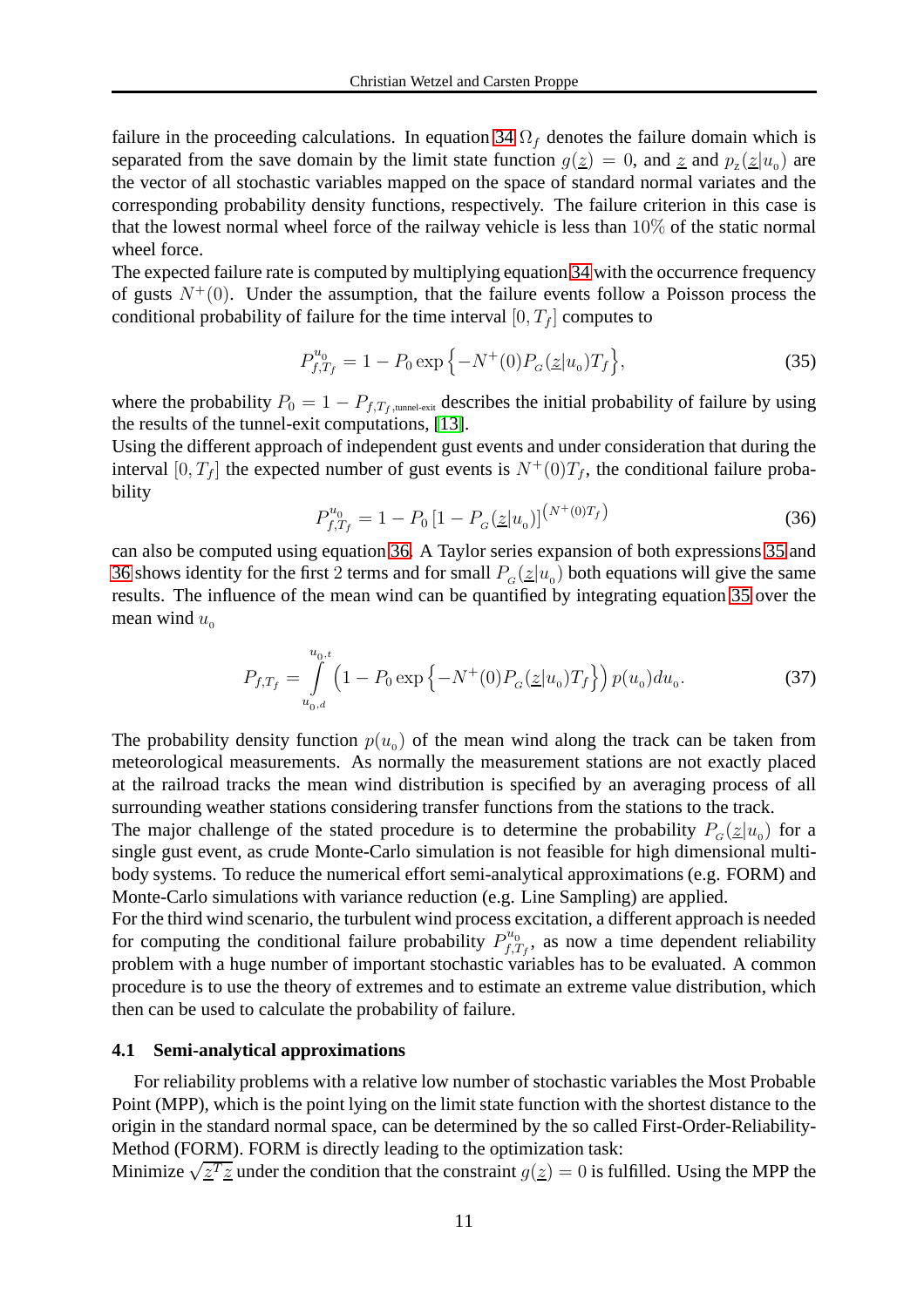failure in the proceeding calculations. In equation 34 $\Omega_f$ denotes the failure domain which is separated from the save domain by the limit state function $g(\underline{z}) = 0$, and $\underline{z}$ and $p_z(\underline{z}|u_0)$ are the vector of all stochastic variables mapped on the space of standard normal variates and the corresponding probability density functions, respectively. The failure criterion in this case is that the lowest normal wheel force of the railway vehicle is less than $10\%$ of the static normal wheel force.

The expected failure rate is computed by multiplying equation 34 with the occurrence frequency of gusts $N^+(0)$. Under the assumption, that the failure events follow a Poisson process the conditional probability of failure for the time interval $[0, T_f]$ computes to

$$P_{f,T_f}^{u_0} = 1 - P_0 \exp\left\{-N^+(0)P_G(\underline{z}|u_0)T_f\right\}, \tag{35}$$

where the probability $P_0 = 1 - P_{f,T_{f,\text{tunnel-exit}}}$ describes the initial probability of failure by using the results of the tunnel-exit computations, [13].

Using the different approach of independent gust events and under consideration that during the interval $[0, T_f]$ the expected number of gust events is $N^+(0)T_f$, the conditional failure probability

$$P_{f,T_f}^{u_0} = 1 - P_0 \left[1 - P_G(\underline{z}|u_0)\right]^{\left(N^+(0)T_f\right)} \tag{36}$$

can also be computed using equation 36. A Taylor series expansion of both expressions 35 and 36 shows identity for the first 2 terms and for small $P_G(\underline{z}|u_0)$ both equations will give the same results. The influence of the mean wind can be quantified by integrating equation 35 over the mean wind $u_0$

$$P_{f,T_f} = \int_{u_{0,d}}^{u_{0,t}} \left(1 - P_0 \exp\left\{-N^+(0)P_G(\underline{z}|u_0)T_f\right\}\right) p(u_0) du_0. \tag{37}$$

The probability density function $p(u_0)$ of the mean wind along the track can be taken from meteorological measurements. As normally the measurement stations are not exactly placed at the railroad tracks the mean wind distribution is specified by an averaging process of all surrounding weather stations considering transfer functions from the stations to the track.

The major challenge of the stated procedure is to determine the probability $P_G(\underline{z}|u_0)$ for a single gust event, as crude Monte-Carlo simulation is not feasible for high dimensional multibody systems. To reduce the numerical effort semi-analytical approximations (e.g. FORM) and Monte-Carlo simulations with variance reduction (e.g. Line Sampling) are applied.

For the third wind scenario, the turbulent wind process excitation, a different approach is needed for computing the conditional failure probability $P_{f,T_f}^{u_0}$, as now a time dependent reliability problem with a huge number of important stochastic variables has to be evaluated. A common procedure is to use the theory of extremes and to estimate an extreme value distribution, which then can be used to calculate the probability of failure.

### 4.1 Semi-analytical approximations

For reliability problems with a relative low number of stochastic variables the Most Probable Point (MPP), which is the point lying on the limit state function with the shortest distance to the origin in the standard normal space, can be determined by the so called First-Order-Reliability-Method (FORM). FORM is directly leading to the optimization task:

Minimize $\sqrt{\underline{z}^T \underline{z}}$ under the condition that the constraint $g(\underline{z}) = 0$ is fulfilled. Using the MPP the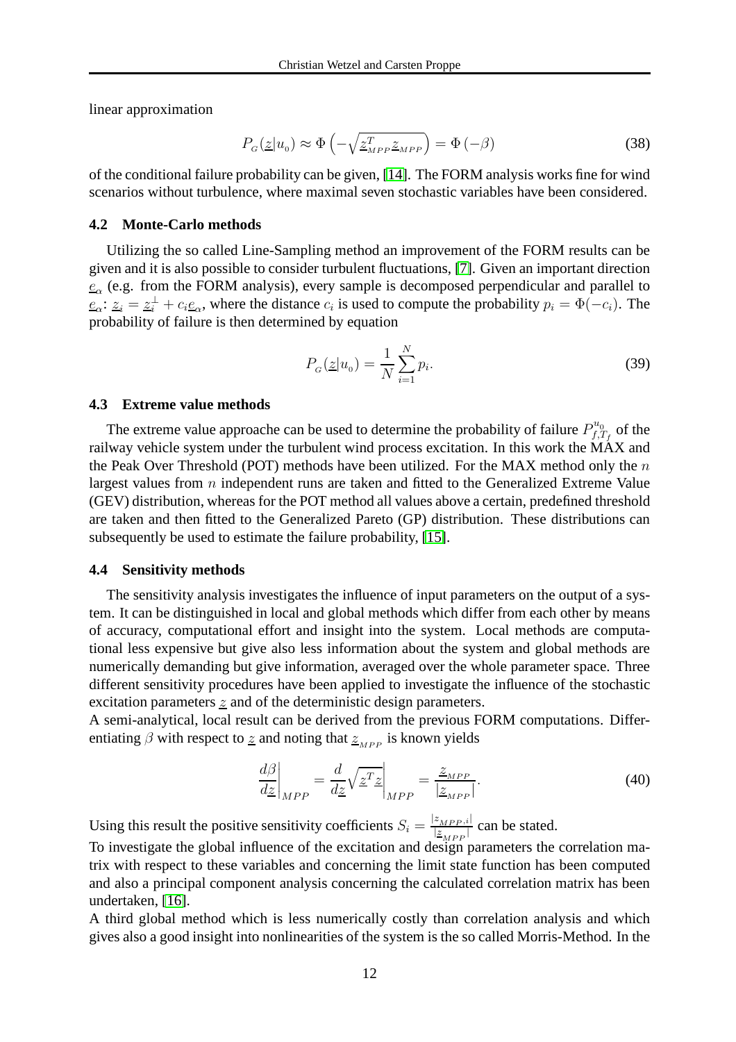linear approximation

$$P_{_G}(\underline{z}|u_{_0}) \approx \Phi\left(-\sqrt{\underline{z}_{_{MPP}}^T \underline{z}_{_{MPP}}}\right) = \Phi(-\beta) \tag{38}$$

of the conditional failure probability can be given, [14]. The FORM analysis works fine for wind scenarios without turbulence, where maximal seven stochastic variables have been considered.

### 4.2 Monte-Carlo methods

Utilizing the so called Line-Sampling method an improvement of the FORM results can be given and it is also possible to consider turbulent fluctuations, [7]. Given an important direction $\underline{e}_\alpha$ (e.g. from the FORM analysis), every sample is decomposed perpendicular and parallel to $\underline{e}_\alpha$: $\underline{z}_i = \underline{z}_i^\perp + c_i \underline{e}_\alpha$, where the distance $c_i$ is used to compute the probability $p_i = \Phi(-c_i)$. The probability of failure is then determined by equation

$$P_{_G}(\underline{z}|u_{_0}) = \frac{1}{N}\sum_{i=1}^{N} p_i. \tag{39}$$

### 4.3 Extreme value methods

The extreme value approache can be used to determine the probability of failure $P_{f,T_f}^{u_0}$ of the railway vehicle system under the turbulent wind process excitation. In this work the MAX and the Peak Over Threshold (POT) methods have been utilized. For the MAX method only the $n$ largest values from $n$ independent runs are taken and fitted to the Generalized Extreme Value (GEV) distribution, whereas for the POT method all values above a certain, predefined threshold are taken and then fitted to the Generalized Pareto (GP) distribution. These distributions can subsequently be used to estimate the failure probability, [15].

### 4.4 Sensitivity methods

The sensitivity analysis investigates the influence of input parameters on the output of a system. It can be distinguished in local and global methods which differ from each other by means of accuracy, computational effort and insight into the system. Local methods are computational less expensive but give also less information about the system and global methods are numerically demanding but give information, averaged over the whole parameter space. Three different sensitivity procedures have been applied to investigate the influence of the stochastic excitation parameters $\underline{z}$ and of the deterministic design parameters.

A semi-analytical, local result can be derived from the previous FORM computations. Differentiating $\beta$ with respect to $\underline{z}$ and noting that $\underline{z}_{_{MPP}}$ is known yields

$$\left.\frac{d\beta}{d\underline{z}}\right|_{MPP} = \left.\frac{d}{d\underline{z}}\sqrt{\underline{z}^T\underline{z}}\right|_{MPP} = \frac{\underline{z}_{_{MPP}}}{|\underline{z}_{_{MPP}}|}. \tag{40}$$

Using this result the positive sensitivity coefficients $S_i = \frac{|z_{MPP,i}|}{|\underline{z}_{_{MPP}}|}$ can be stated.

To investigate the global influence of the excitation and design parameters the correlation matrix with respect to these variables and concerning the limit state function has been computed and also a principal component analysis concerning the calculated correlation matrix has been undertaken, [16].

A third global method which is less numerically costly than correlation analysis and which gives also a good insight into nonlinearities of the system is the so called Morris-Method. In the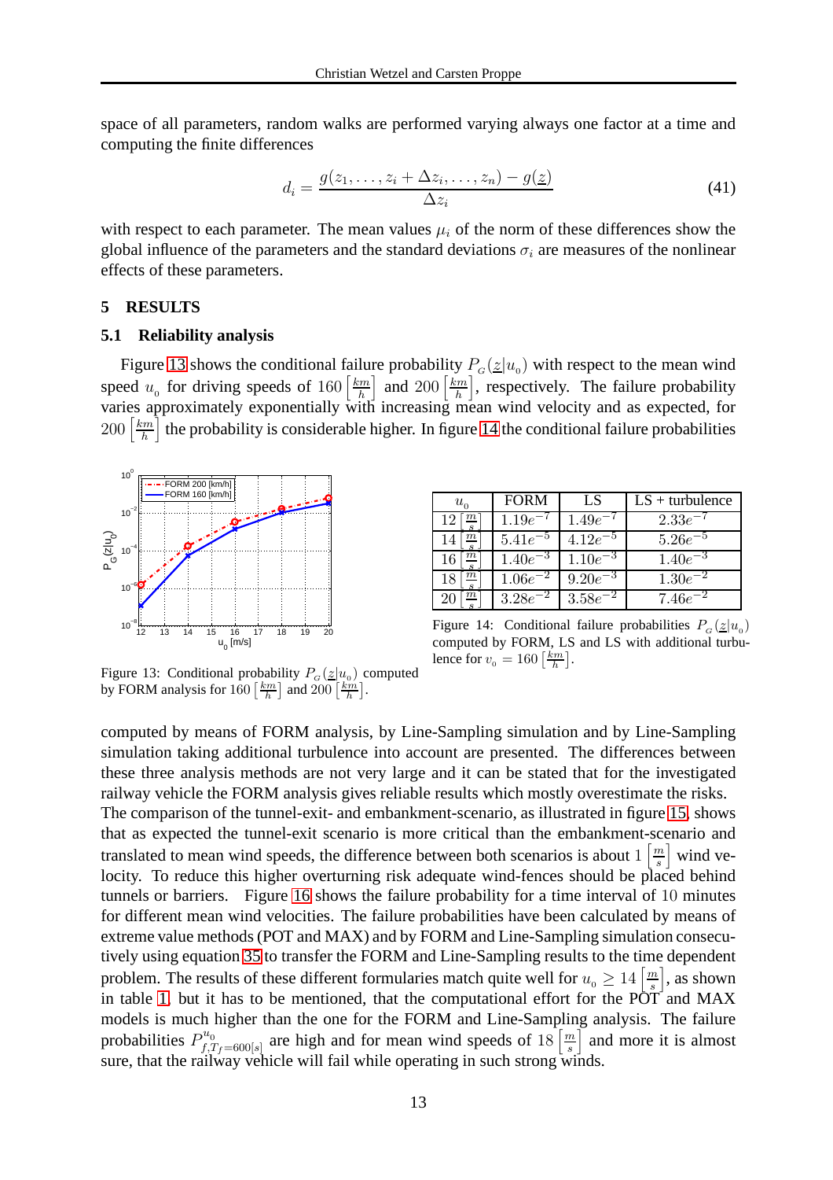space of all parameters, random walks are performed varying always one factor at a time and computing the finite differences

$$d_i = \frac{g(z_1, \ldots, z_i + \Delta z_i, \ldots, z_n) - g(\underline{z})}{\Delta z_i} \tag{41}$$

with respect to each parameter. The mean values $\mu_i$ of the norm of these differences show the global influence of the parameters and the standard deviations $\sigma_i$ are measures of the nonlinear effects of these parameters.

## 5 RESULTS

### 5.1 Reliability analysis

Figure 13 shows the conditional failure probability $P_G(\underline{z}|u_0)$ with respect to the mean wind speed $u_0$ for driving speeds of $160\left[\frac{km}{h}\right]$ and $200\left[\frac{km}{h}\right]$, respectively. The failure probability varies approximately exponentially with increasing mean wind velocity and as expected, for $200\left[\frac{km}{h}\right]$ the probability is considerable higher. In figure 14 the conditional failure probabilities computed by means of FORM analysis, by Line-Sampling simulation and by Line-Sampling simulation taking additional turbulence into account are presented. The differences between these three analysis methods are not very large and it can be stated that for the investigated railway vehicle the FORM analysis gives reliable results which mostly overestimate the risks.

Figure 13: Conditional probability $P_G(\underline{z}|u_0)$ computed by FORM analysis for $160\left[\frac{km}{h}\right]$ and $200\left[\frac{km}{h}\right]$.

| $u_0$ | FORM | LS | LS + turbulence |
|---|---|---|---|
| $12\left[\frac{m}{s}\right]$ | $1.19e^{-7}$ | $1.49e^{-7}$ | $2.33e^{-7}$ |
| $14\left[\frac{m}{s}\right]$ | $5.41e^{-5}$ | $4.12e^{-5}$ | $5.26e^{-5}$ |
| $16\left[\frac{m}{s}\right]$ | $1.40e^{-3}$ | $1.10e^{-3}$ | $1.40e^{-3}$ |
| $18\left[\frac{m}{s}\right]$ | $1.06e^{-2}$ | $9.20e^{-3}$ | $1.30e^{-2}$ |
| $20\left[\frac{m}{s}\right]$ | $3.28e^{-2}$ | $3.58e^{-2}$ | $7.46e^{-2}$ |

Figure 14: Conditional failure probabilities $P_G(\underline{z}|u_0)$ computed by FORM, LS and LS with additional turbulence for $v_0 = 160\left[\frac{km}{h}\right]$.

The comparison of the tunnel-exit- and embankment-scenario, as illustrated in figure 15, shows that as expected the tunnel-exit scenario is more critical than the embankment-scenario and translated to mean wind speeds, the difference between both scenarios is about $1\left[\frac{m}{s}\right]$ wind velocity. To reduce this higher overturning risk adequate wind-fences should be placed behind tunnels or barriers. Figure 16 shows the failure probability for a time interval of $10$ minutes for different mean wind velocities. The failure probabilities have been calculated by means of extreme value methods (POT and MAX) and by FORM and Line-Sampling simulation consecutively using equation 35 to transfer the FORM and Line-Sampling results to the time dependent problem. The results of these different formularies match quite well for $u_0 \geq 14\left[\frac{m}{s}\right]$, as shown in table 1, but it has to be mentioned, that the computational effort for the POT and MAX models is much higher than the one for the FORM and Line-Sampling analysis. The failure probabilities $P^{u_0}_{f,T_f=600[s]}$ are high and for mean wind speeds of $18\left[\frac{m}{s}\right]$ and more it is almost sure, that the railway vehicle will fail while operating in such strong winds.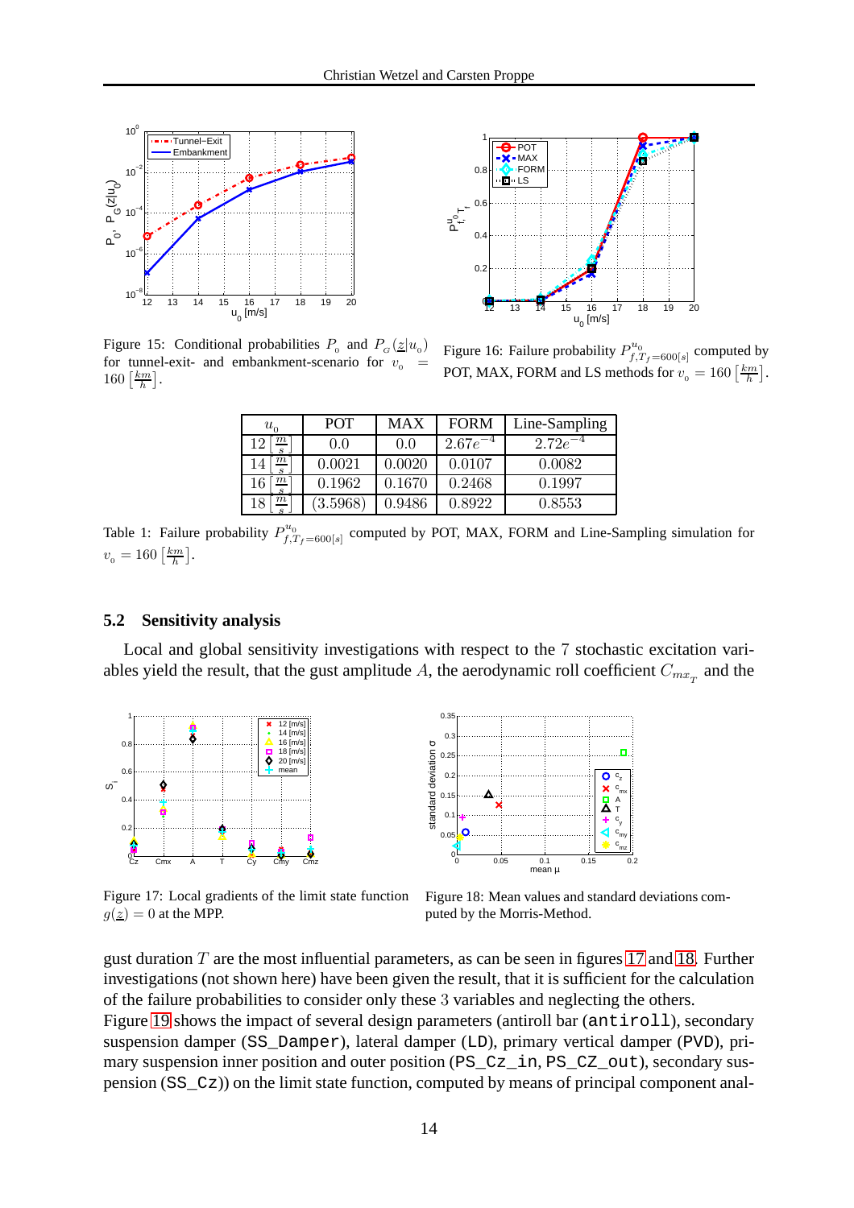Figure 15: Conditional probabilities $P_0$ and $P_G(\underline{z}|u_0)$ for tunnel-exit- and embankment-scenario for $v_0 = 160\left[\frac{km}{h}\right]$.

Figure 16: Failure probability $P^{u_0}_{f,T_f=600[s]}$ computed by POT, MAX, FORM and LS methods for $v_0 = 160\left[\frac{km}{h}\right]$.

| $u_0$ | POT | MAX | FORM | Line-Sampling |
|---|---|---|---|---|
| $12\left[\frac{m}{s}\right]$ | 0.0 | 0.0 | $2.67e^{-4}$ | $2.72e^{-4}$ |
| $14\left[\frac{m}{s}\right]$ | 0.0021 | 0.0020 | 0.0107 | 0.0082 |
| $16\left[\frac{m}{s}\right]$ | 0.1962 | 0.1670 | 0.2468 | 0.1997 |
| $18\left[\frac{m}{s}\right]$ | (3.5968) | 0.9486 | 0.8922 | 0.8553 |

Table 1: Failure probability $P^{u_0}_{f,T_f=600[s]}$ computed by POT, MAX, FORM and Line-Sampling simulation for $v_0 = 160\left[\frac{km}{h}\right]$.

### 5.2 Sensitivity analysis

Local and global sensitivity investigations with respect to the 7 stochastic excitation variables yield the result, that the gust amplitude $A$, the aerodynamic roll coefficient $C_{mx_T}$ and the gust duration $T$ are the most influential parameters, as can be seen in figures 17 and 18. Further investigations (not shown here) have been given the result, that it is sufficient for the calculation of the failure probabilities to consider only these 3 variables and neglecting the others.

Figure 17: Local gradients of the limit state function $g(\underline{z}) = 0$ at the MPP.

Figure 18: Mean values and standard deviations computed by the Morris-Method.

Figure 19 shows the impact of several design parameters (antiroll bar (`antiroll`), secondary suspension damper (`SS_Damper`), lateral damper (`LD`), primary vertical damper (`PVD`), primary suspension inner position and outer position (`PS_Cz_in`, `PS_CZ_out`), secondary suspension (`SS_Cz`)) on the limit state function, computed by means of principal component anal-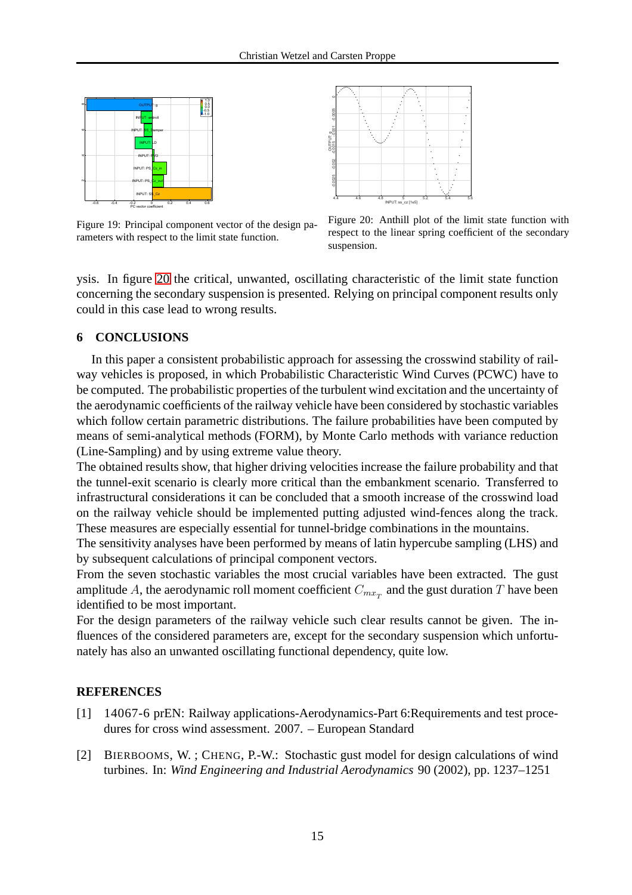Figure 19: Principal component vector of the design parameters with respect to the limit state function.

Figure 20: Anthill plot of the limit state function with respect to the linear spring coefficient of the secondary suspension.

ysis. In figure 20 the critical, unwanted, oscillating characteristic of the limit state function concerning the secondary suspension is presented. Relying on principal component results only could in this case lead to wrong results.

## 6 CONCLUSIONS

In this paper a consistent probabilistic approach for assessing the crosswind stability of railway vehicles is proposed, in which Probabilistic Characteristic Wind Curves (PCWC) have to be computed. The probabilistic properties of the turbulent wind excitation and the uncertainty of the aerodynamic coefficients of the railway vehicle have been considered by stochastic variables which follow certain parametric distributions. The failure probabilities have been computed by means of semi-analytical methods (FORM), by Monte Carlo methods with variance reduction (Line-Sampling) and by using extreme value theory.

The obtained results show, that higher driving velocities increase the failure probability and that the tunnel-exit scenario is clearly more critical than the embankment scenario. Transferred to infrastructural considerations it can be concluded that a smooth increase of the crosswind load on the railway vehicle should be implemented putting adjusted wind-fences along the track. These measures are especially essential for tunnel-bridge combinations in the mountains.

The sensitivity analyses have been performed by means of latin hypercube sampling (LHS) and by subsequent calculations of principal component vectors.

From the seven stochastic variables the most crucial variables have been extracted. The gust amplitude $A$, the aerodynamic roll moment coefficient $C_{mx_T}$ and the gust duration $T$ have been identified to be most important.

For the design parameters of the railway vehicle such clear results cannot be given. The influences of the considered parameters are, except for the secondary suspension which unfortunately has also an unwanted oscillating functional dependency, quite low.

## REFERENCES

[1] 14067-6 prEN: Railway applications-Aerodynamics-Part 6:Requirements and test procedures for cross wind assessment. 2007. – European Standard

[2] BIERBOOMS, W. ; CHENG, P.-W.: Stochastic gust model for design calculations of wind turbines. In: *Wind Engineering and Industrial Aerodynamics* 90 (2002), pp. 1237–1251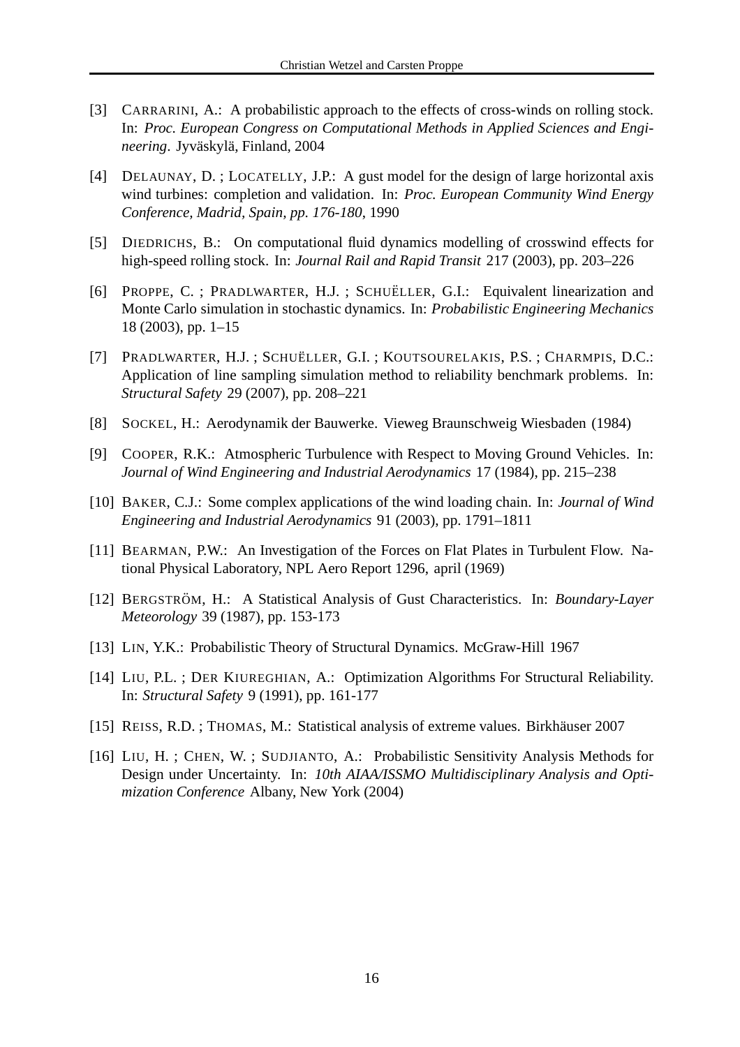[3] CARRARINI, A.: A probabilistic approach to the effects of cross-winds on rolling stock. In: *Proc. European Congress on Computational Methods in Applied Sciences and Engineering*. Jyväskylä, Finland, 2004

[4] DELAUNAY, D. ; LOCATELLY, J.P.: A gust model for the design of large horizontal axis wind turbines: completion and validation. In: *Proc. European Community Wind Energy Conference, Madrid, Spain, pp. 176-180*, 1990

[5] DIEDRICHS, B.: On computational fluid dynamics modelling of crosswind effects for high-speed rolling stock. In: *Journal Rail and Rapid Transit* 217 (2003), pp. 203–226

[6] PROPPE, C. ; PRADLWARTER, H.J. ; SCHUËLLER, G.I.: Equivalent linearization and Monte Carlo simulation in stochastic dynamics. In: *Probabilistic Engineering Mechanics* 18 (2003), pp. 1–15

[7] PRADLWARTER, H.J. ; SCHUËLLER, G.I. ; KOUTSOURELAKIS, P.S. ; CHARMPIS, D.C.: Application of line sampling simulation method to reliability benchmark problems. In: *Structural Safety* 29 (2007), pp. 208–221

[8] SOCKEL, H.: Aerodynamik der Bauwerke. Vieweg Braunschweig Wiesbaden (1984)

[9] COOPER, R.K.: Atmospheric Turbulence with Respect to Moving Ground Vehicles. In: *Journal of Wind Engineering and Industrial Aerodynamics* 17 (1984), pp. 215–238

[10] BAKER, C.J.: Some complex applications of the wind loading chain. In: *Journal of Wind Engineering and Industrial Aerodynamics* 91 (2003), pp. 1791–1811

[11] BEARMAN, P.W.: An Investigation of the Forces on Flat Plates in Turbulent Flow. National Physical Laboratory, NPL Aero Report 1296, april (1969)

[12] BERGSTRÖM, H.: A Statistical Analysis of Gust Characteristics. In: *Boundary-Layer Meteorology* 39 (1987), pp. 153-173

[13] LIN, Y.K.: Probabilistic Theory of Structural Dynamics. McGraw-Hill 1967

[14] LIU, P.L. ; DER KIUREGHIAN, A.: Optimization Algorithms For Structural Reliability. In: *Structural Safety* 9 (1991), pp. 161-177

[15] REISS, R.D. ; THOMAS, M.: Statistical analysis of extreme values. Birkhäuser 2007

[16] LIU, H. ; CHEN, W. ; SUDJIANTO, A.: Probabilistic Sensitivity Analysis Methods for Design under Uncertainty. In: *10th AIAA/ISSMO Multidisciplinary Analysis and Optimization Conference* Albany, New York (2004)